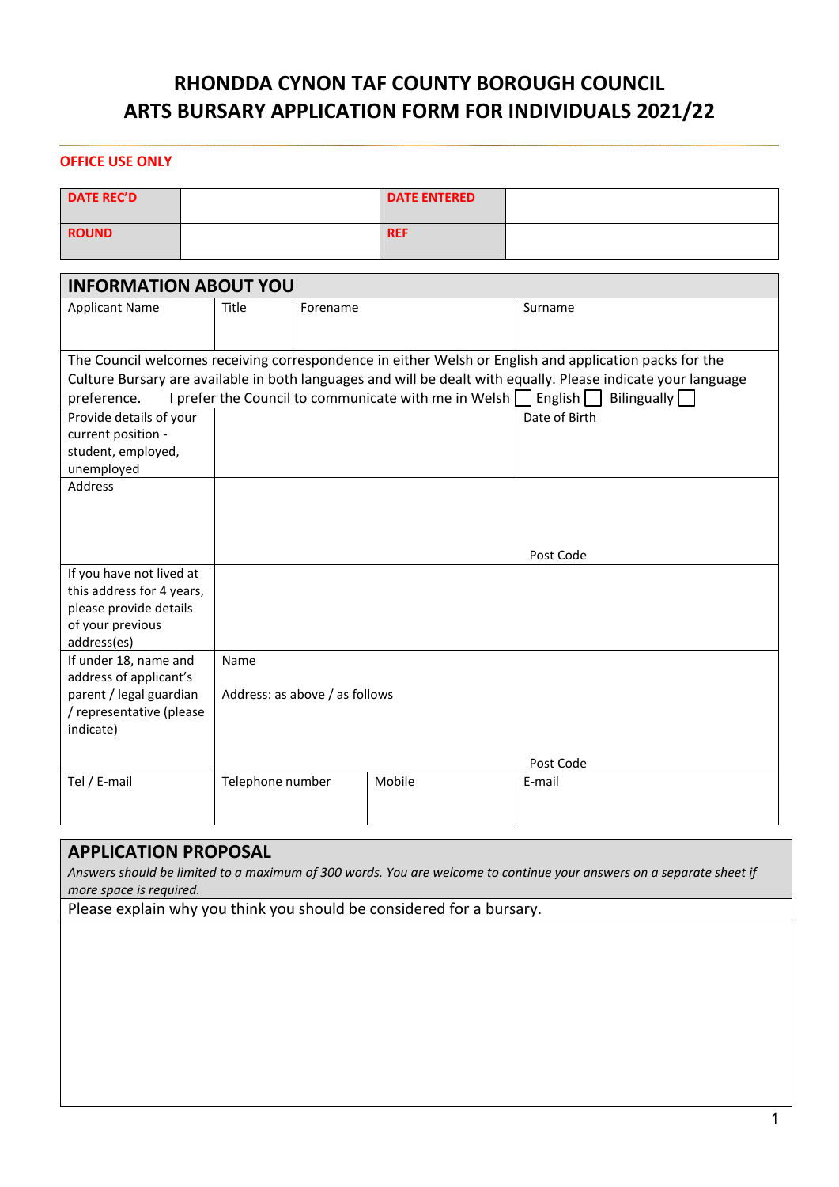# RHONDDA CYNON TAF COUNTY BOROUGH COUNCIL
# ARTS BURSARY APPLICATION FORM FOR INDIVIDUALS 2021/22

**OFFICE USE ONLY**

| | | | |
|---|---|---|---|
| **DATE REC'D** | | **DATE ENTERED** | |
| **ROUND** | | **REF** | |

## INFORMATION ABOUT YOU

| | | | |
|---|---|---|---|
| Applicant Name | Title | Forename | Surname |
| The Council welcomes receiving correspondence in either Welsh or English and application packs for the Culture Bursary are available in both languages and will be dealt with equally. Please indicate your language preference. I prefer the Council to communicate with me in Welsh ☐ English ☐ Bilingually ☐ | | | |
| Provide details of your current position - student, employed, unemployed | | | Date of Birth |
| Address | Post Code | | |
| If you have not lived at this address for 4 years, please provide details of your previous address(es) | | | |
| If under 18, name and address of applicant's parent / legal guardian / representative (please indicate) | Name<br>Address: as above / as follows<br>Post Code | | |
| Tel / E-mail | Telephone number | Mobile | E-mail |

## APPLICATION PROPOSAL

*Answers should be limited to a maximum of 300 words. You are welcome to continue your answers on a separate sheet if more space is required.*

Please explain why you think you should be considered for a bursary.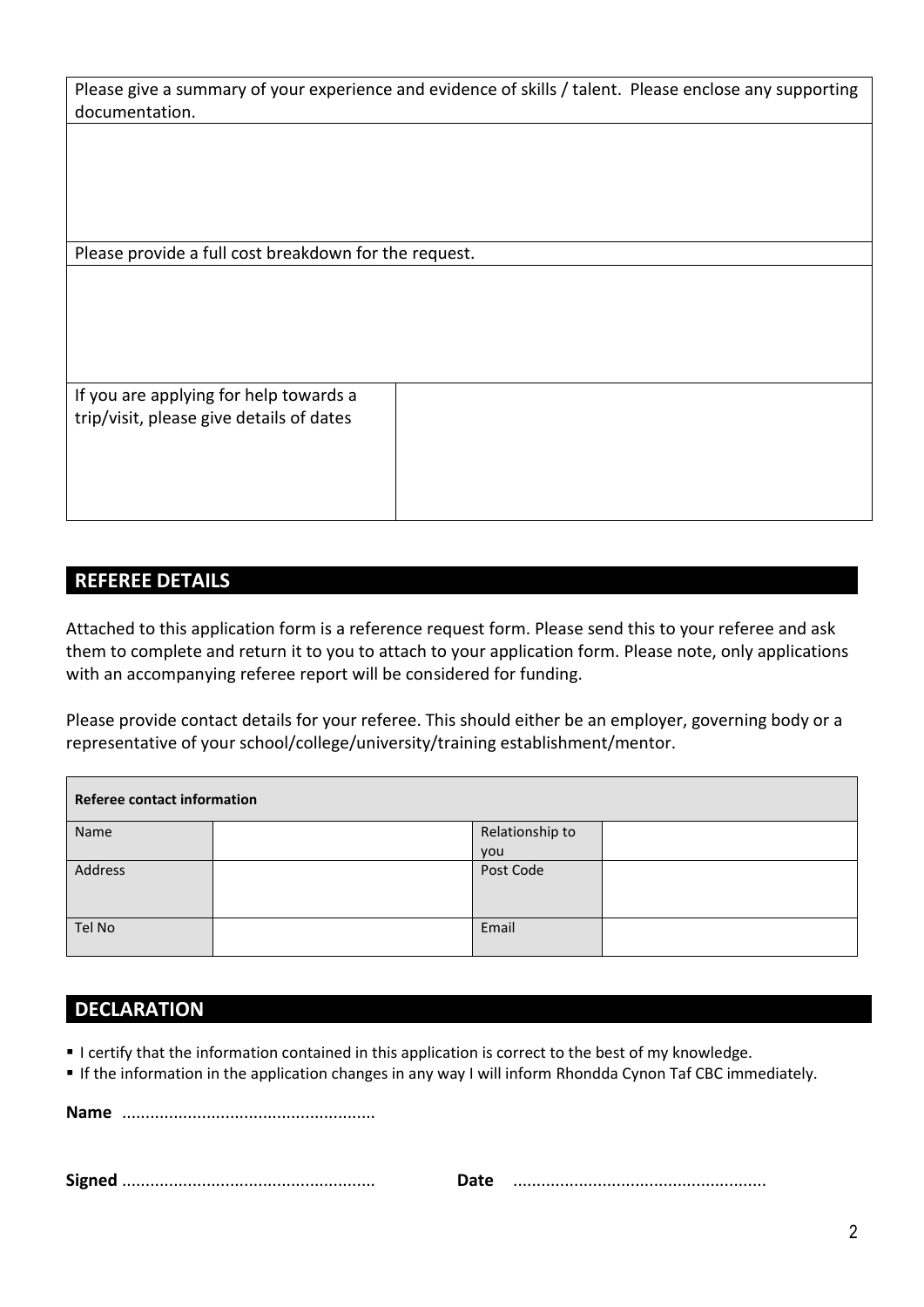| Please give a summary of your experience and evidence of skills / talent. Please enclose any supporting documentation. |
|---|
| |
| Please provide a full cost breakdown for the request. |
| |

| | |
|---|---|
| If you are applying for help towards a trip/visit, please give details of dates | |

## REFEREE DETAILS

Attached to this application form is a reference request form. Please send this to your referee and ask them to complete and return it to you to attach to your application form. Please note, only applications with an accompanying referee report will be considered for funding.

Please provide contact details for your referee. This should either be an employer, governing body or a representative of your school/college/university/training establishment/mentor.

| Referee contact information | | | |
|---|---|---|---|
| Name | | Relationship to you | |
| Address | | Post Code | |
| Tel No | | Email | |

## DECLARATION

- I certify that the information contained in this application is correct to the best of my knowledge.
- If the information in the application changes in any way I will inform Rhondda Cynon Taf CBC immediately.

**Name** .....................................................

**Signed** .....................................................  **Date** .....................................................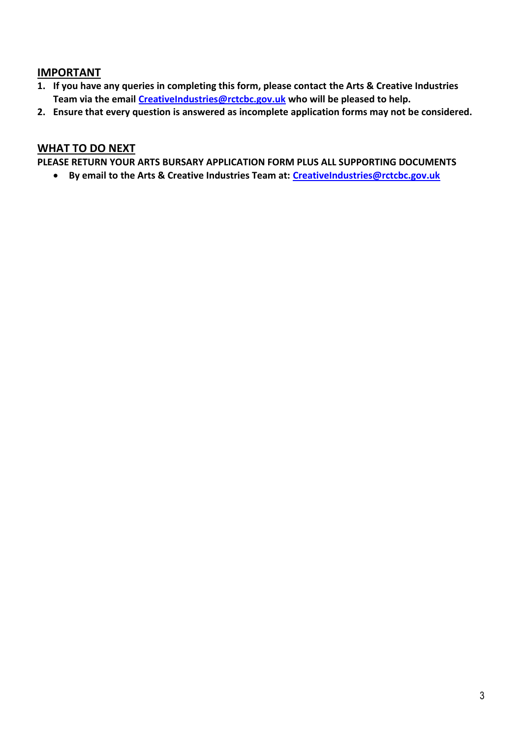## IMPORTANT

1. **If you have any queries in completing this form, please contact the Arts & Creative Industries Team via the email [CreativeIndustries@rctcbc.gov.uk](mailto:CreativeIndustries@rctcbc.gov.uk) who will be pleased to help.**
2. **Ensure that every question is answered as incomplete application forms may not be considered.**

## WHAT TO DO NEXT

**PLEASE RETURN YOUR ARTS BURSARY APPLICATION FORM PLUS ALL SUPPORTING DOCUMENTS**

- **By email to the Arts & Creative Industries Team at: [CreativeIndustries@rctcbc.gov.uk](mailto:CreativeIndustries@rctcbc.gov.uk)**